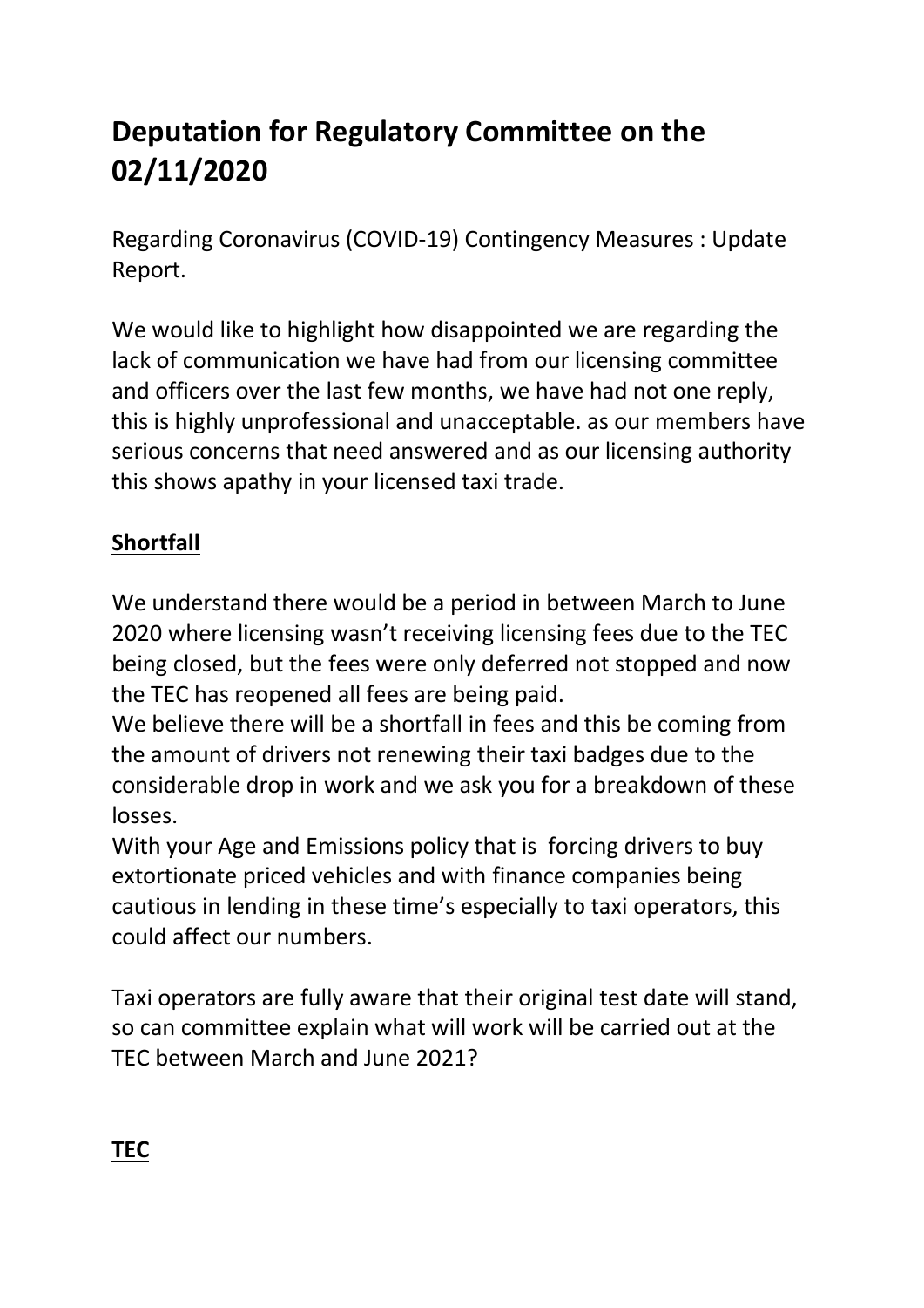# Deputation for Regulatory Committee on the 02/11/2020

Regarding Coronavirus (COVID-19) Contingency Measures : Update Report.

We would like to highlight how disappointed we are regarding the lack of communication we have had from our licensing committee and officers over the last few months, we have had not one reply, this is highly unprofessional and unacceptable. as our members have serious concerns that need answered and as our licensing authority this shows apathy in your licensed taxi trade.

## **Shortfall**

We understand there would be a period in between March to June 2020 where licensing wasn't receiving licensing fees due to the TEC being closed, but the fees were only deferred not stopped and now the TEC has reopened all fees are being paid.

We believe there will be a shortfall in fees and this be coming from the amount of drivers not renewing their taxi badges due to the considerable drop in work and we ask you for a breakdown of these losses.

With your Age and Emissions policy that is forcing drivers to buy extortionate priced vehicles and with finance companies being cautious in lending in these time's especially to taxi operators, this could affect our numbers.

Taxi operators are fully aware that their original test date will stand, so can committee explain what will work will be carried out at the TEC between March and June 2021?

## **TEC**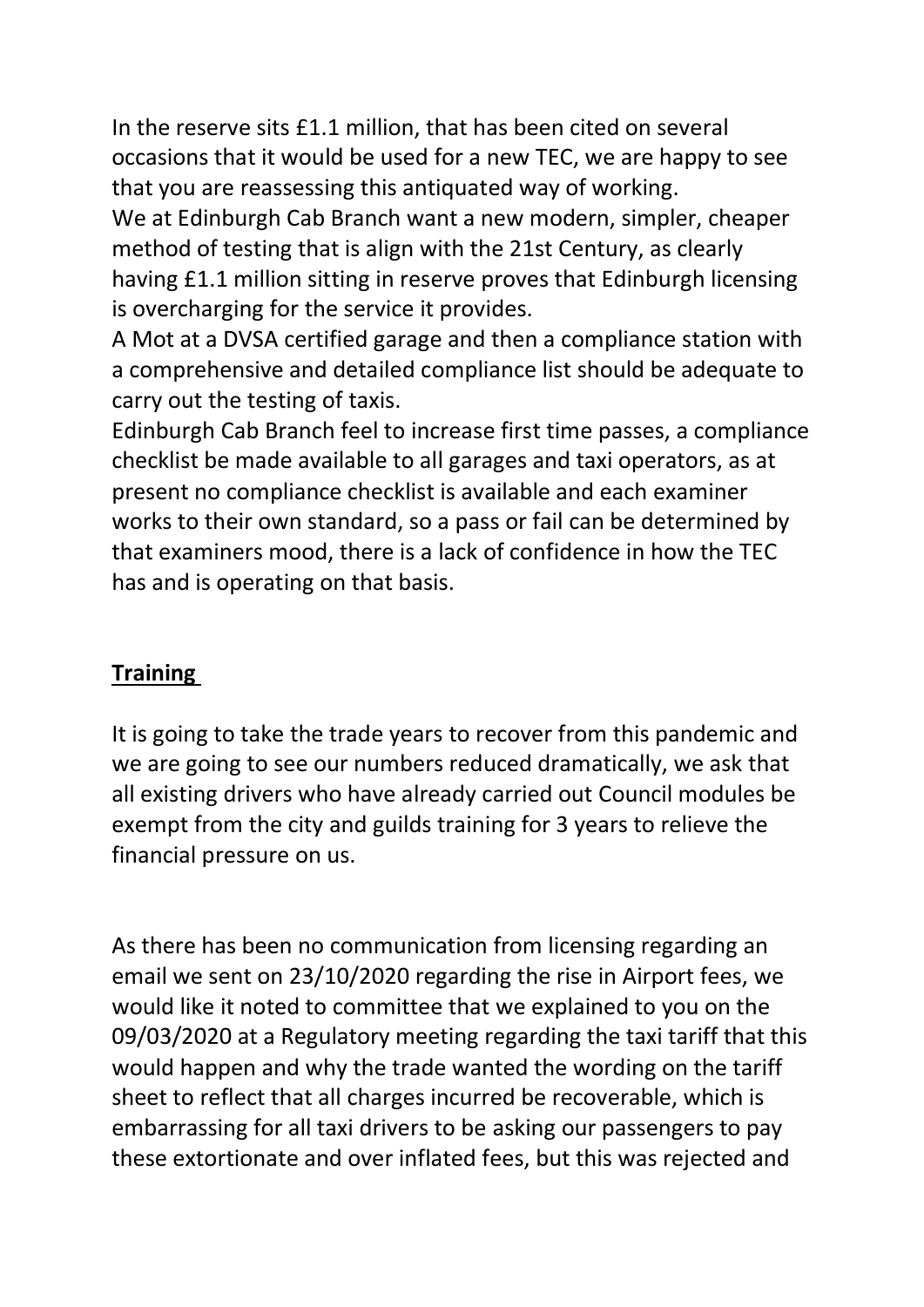In the reserve sits £1.1 million, that has been cited on several occasions that it would be used for a new TEC, we are happy to see that you are reassessing this antiquated way of working.
We at Edinburgh Cab Branch want a new modern, simpler, cheaper method of testing that is align with the 21st Century, as clearly having £1.1 million sitting in reserve proves that Edinburgh licensing is overcharging for the service it provides.
A Mot at a DVSA certified garage and then a compliance station with a comprehensive and detailed compliance list should be adequate to carry out the testing of taxis.
Edinburgh Cab Branch feel to increase first time passes, a compliance checklist be made available to all garages and taxi operators, as at present no compliance checklist is available and each examiner works to their own standard, so a pass or fail can be determined by that examiners mood, there is a lack of confidence in how the TEC has and is operating on that basis.

**Training**

It is going to take the trade years to recover from this pandemic and we are going to see our numbers reduced dramatically, we ask that all existing drivers who have already carried out Council modules be exempt from the city and guilds training for 3 years to relieve the financial pressure on us.

As there has been no communication from licensing regarding an email we sent on 23/10/2020 regarding the rise in Airport fees, we would like it noted to committee that we explained to you on the 09/03/2020 at a Regulatory meeting regarding the taxi tariff that this would happen and why the trade wanted the wording on the tariff sheet to reflect that all charges incurred be recoverable, which is embarrassing for all taxi drivers to be asking our passengers to pay these extortionate and over inflated fees, but this was rejected and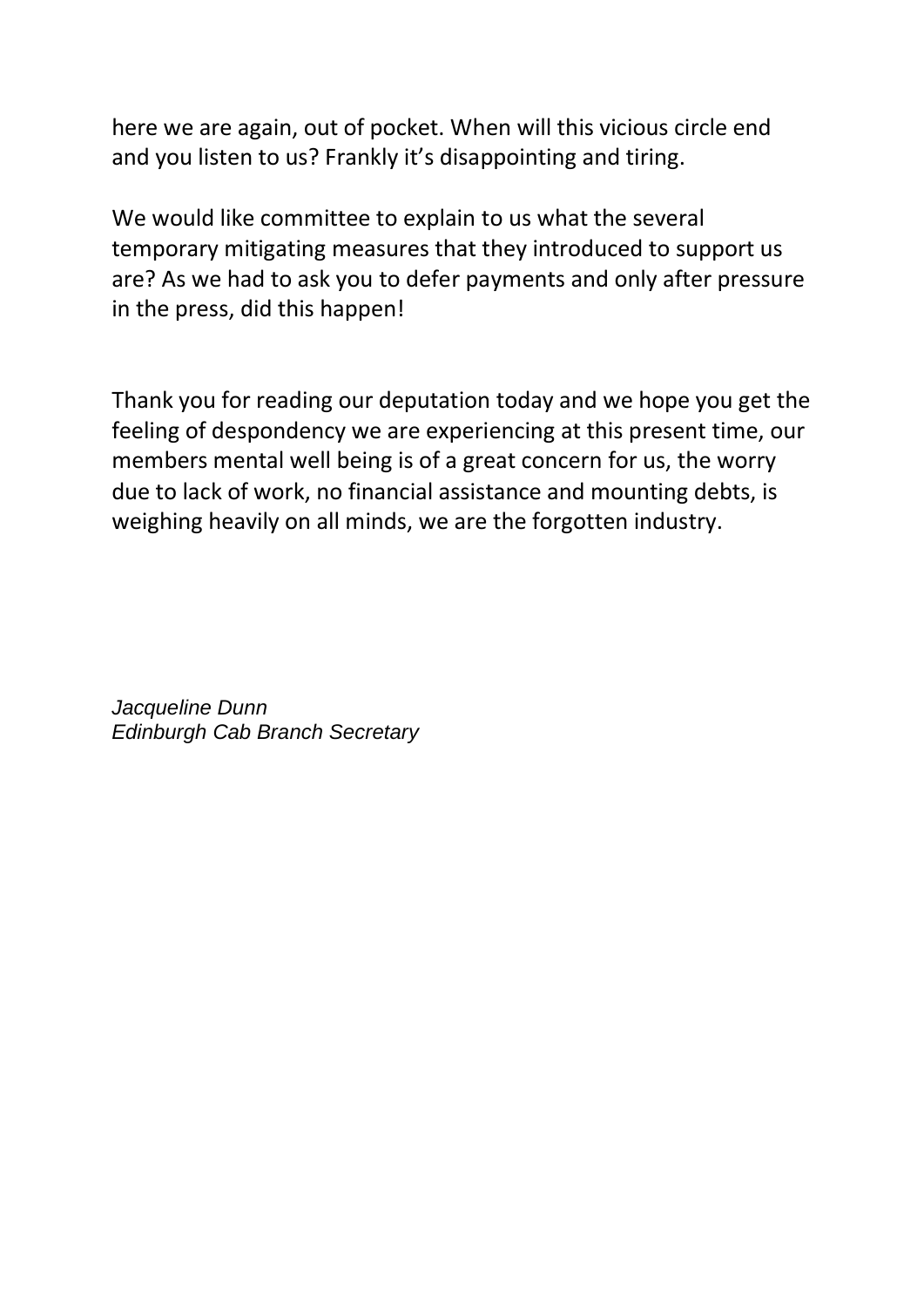here we are again, out of pocket. When will this vicious circle end and you listen to us? Frankly it's disappointing and tiring.

We would like committee to explain to us what the several temporary mitigating measures that they introduced to support us are? As we had to ask you to defer payments and only after pressure in the press, did this happen!

Thank you for reading our deputation today and we hope you get the feeling of despondency we are experiencing at this present time, our members mental well being is of a great concern for us, the worry due to lack of work, no financial assistance and mounting debts, is weighing heavily on all minds, we are the forgotten industry.

*Jacqueline Dunn*
*Edinburgh Cab Branch Secretary*